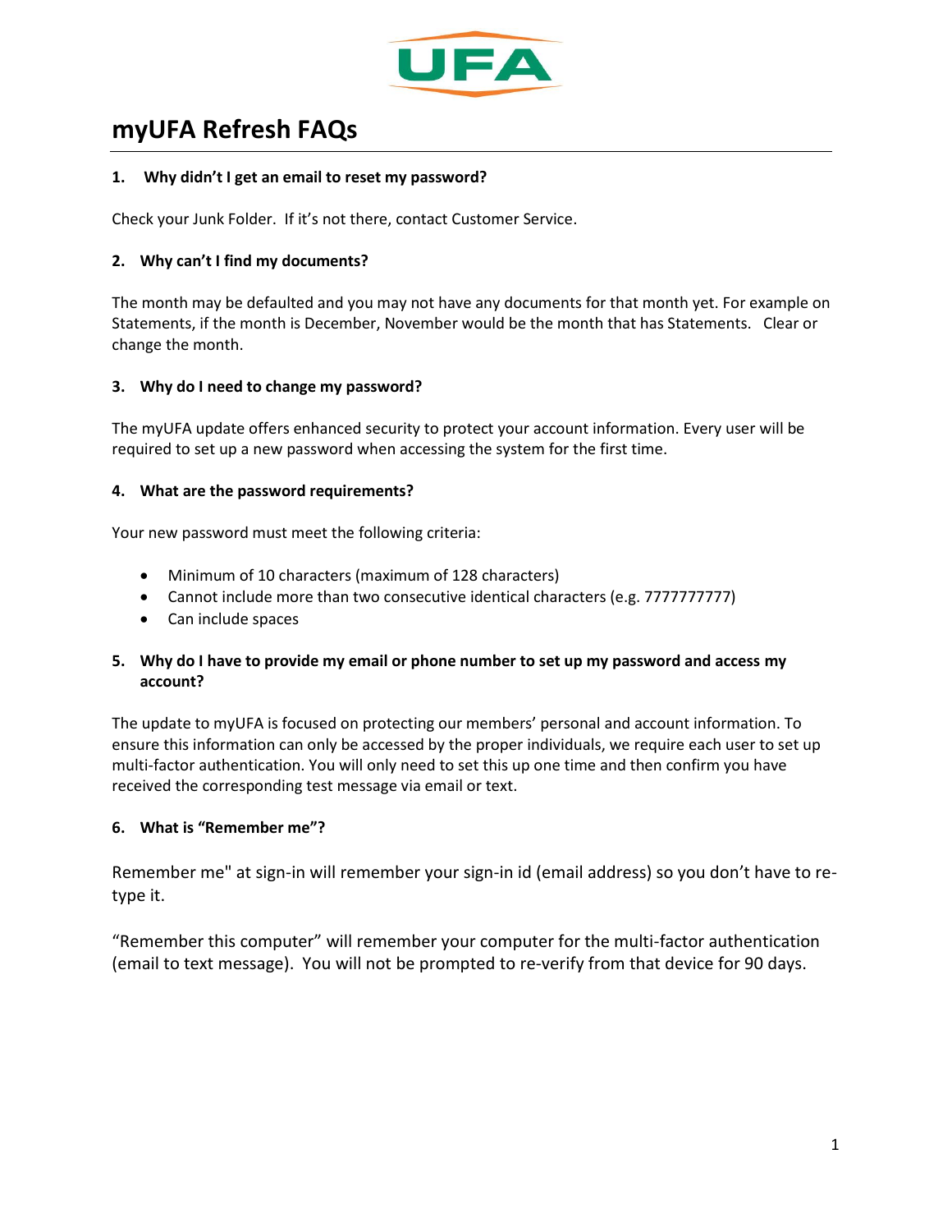# myUFA Refresh FAQs

**1. Why didn't I get an email to reset my password?**

Check your Junk Folder. If it's not there, contact Customer Service.

**2. Why can't I find my documents?**

The month may be defaulted and you may not have any documents for that month yet. For example on Statements, if the month is December, November would be the month that has Statements. Clear or change the month.

**3. Why do I need to change my password?**

The myUFA update offers enhanced security to protect your account information. Every user will be required to set up a new password when accessing the system for the first time.

**4. What are the password requirements?**

Your new password must meet the following criteria:

- Minimum of 10 characters (maximum of 128 characters)
- Cannot include more than two consecutive identical characters (e.g. 7777777777)
- Can include spaces

**5. Why do I have to provide my email or phone number to set up my password and access my account?**

The update to myUFA is focused on protecting our members' personal and account information. To ensure this information can only be accessed by the proper individuals, we require each user to set up multi-factor authentication. You will only need to set this up one time and then confirm you have received the corresponding test message via email or text.

**6. What is "Remember me"?**

Remember me" at sign-in will remember your sign-in id (email address) so you don't have to re-type it.

"Remember this computer" will remember your computer for the multi-factor authentication (email to text message). You will not be prompted to re-verify from that device for 90 days.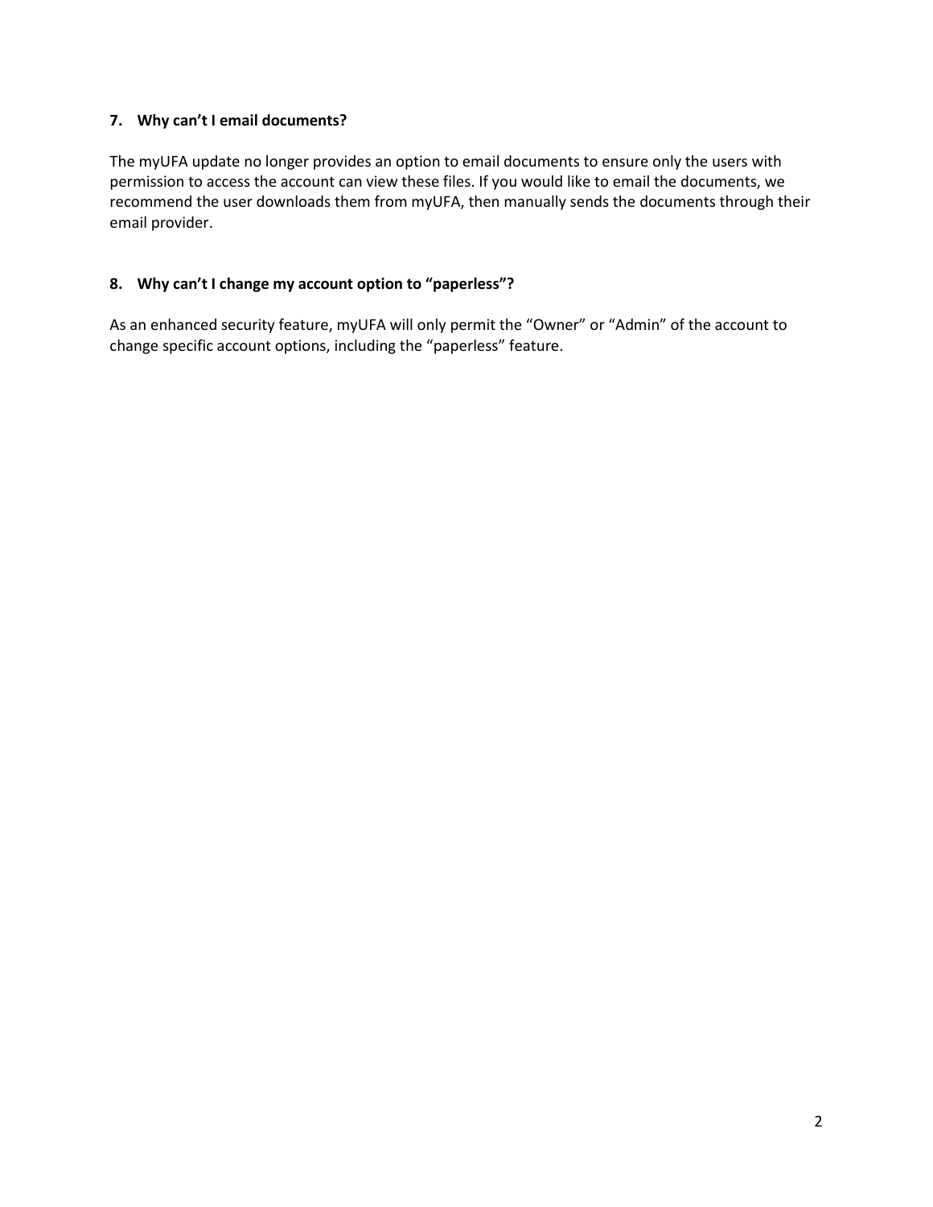**7. Why can't I email documents?**

The myUFA update no longer provides an option to email documents to ensure only the users with permission to access the account can view these files. If you would like to email the documents, we recommend the user downloads them from myUFA, then manually sends the documents through their email provider.

**8. Why can't I change my account option to "paperless"?**

As an enhanced security feature, myUFA will only permit the "Owner" or "Admin" of the account to change specific account options, including the "paperless" feature.